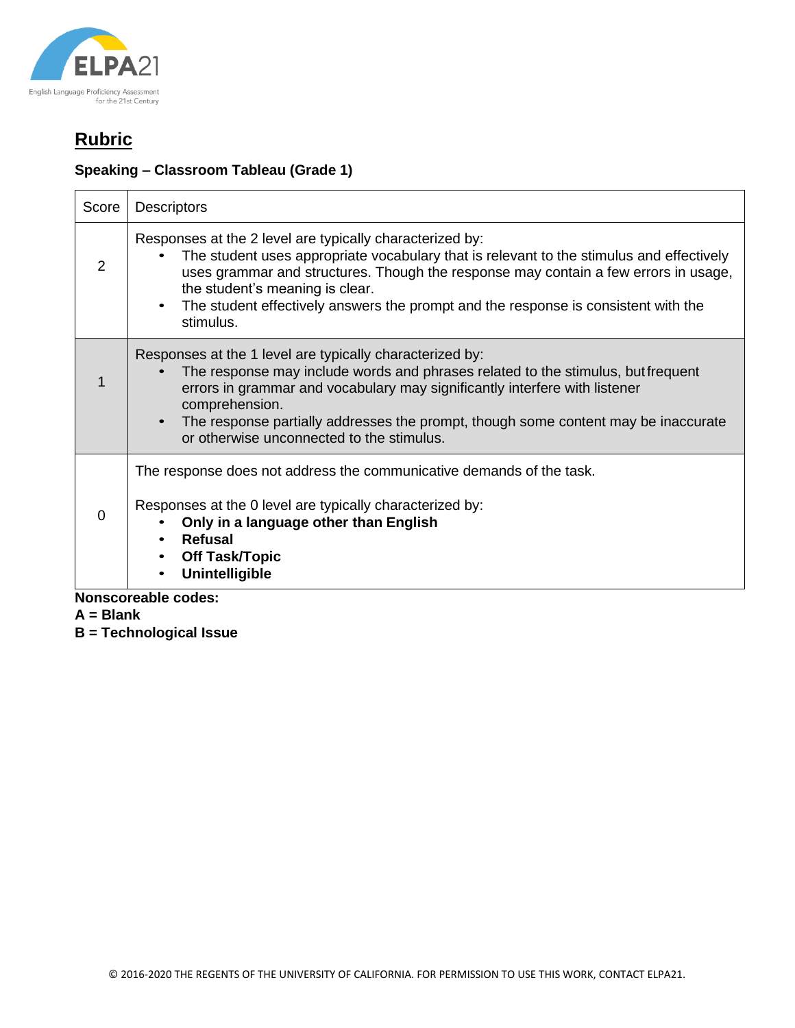## Rubric

**Speaking – Classroom Tableau (Grade 1)**

| Score | Descriptors |
|---|---|
| 2 | Responses at the 2 level are typically characterized by:<br>• The student uses appropriate vocabulary that is relevant to the stimulus and effectively uses grammar and structures. Though the response may contain a few errors in usage, the student's meaning is clear.<br>• The student effectively answers the prompt and the response is consistent with the stimulus. |
| 1 | Responses at the 1 level are typically characterized by:<br>• The response may include words and phrases related to the stimulus, but frequent errors in grammar and vocabulary may significantly interfere with listener comprehension.<br>• The response partially addresses the prompt, though some content may be inaccurate or otherwise unconnected to the stimulus. |
| 0 | The response does not address the communicative demands of the task.<br><br>Responses at the 0 level are typically characterized by:<br>• **Only in a language other than English**<br>• **Refusal**<br>• **Off Task/Topic**<br>• **Unintelligible** |

**Nonscoreable codes:**
**A = Blank**
**B = Technological Issue**

© 2016-2020 THE REGENTS OF THE UNIVERSITY OF CALIFORNIA. FOR PERMISSION TO USE THIS WORK, CONTACT ELPA21.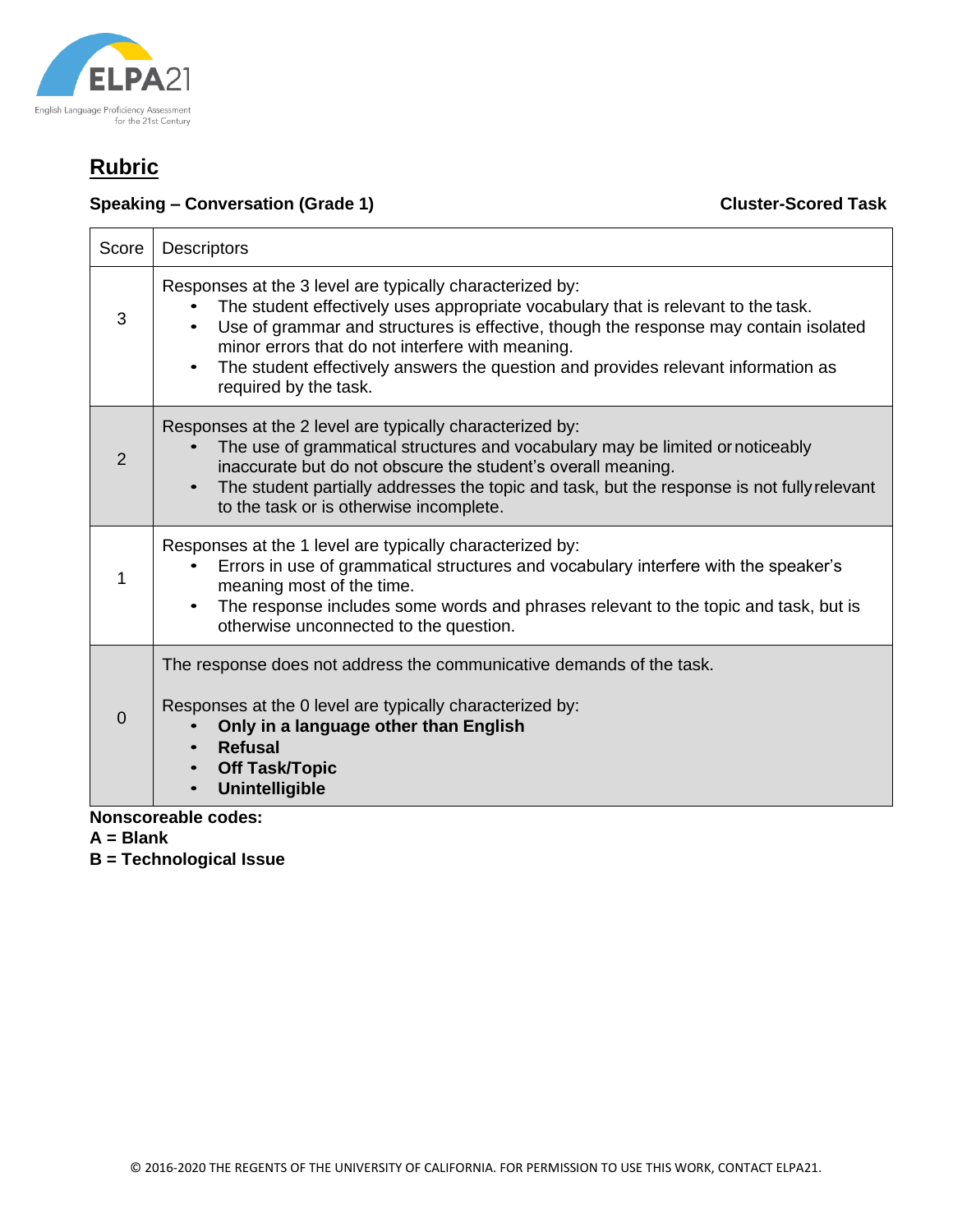## Rubric

**Speaking – Conversation (Grade 1)** **Cluster-Scored Task**

| Score | Descriptors |
|---|---|
| 3 | Responses at the 3 level are typically characterized by:<br>• The student effectively uses appropriate vocabulary that is relevant to the task.<br>• Use of grammar and structures is effective, though the response may contain isolated minor errors that do not interfere with meaning.<br>• The student effectively answers the question and provides relevant information as required by the task. |
| 2 | Responses at the 2 level are typically characterized by:<br>• The use of grammatical structures and vocabulary may be limited or noticeably inaccurate but do not obscure the student's overall meaning.<br>• The student partially addresses the topic and task, but the response is not fully relevant to the task or is otherwise incomplete. |
| 1 | Responses at the 1 level are typically characterized by:<br>• Errors in use of grammatical structures and vocabulary interfere with the speaker's meaning most of the time.<br>• The response includes some words and phrases relevant to the topic and task, but is otherwise unconnected to the question. |
| 0 | The response does not address the communicative demands of the task.<br><br>Responses at the 0 level are typically characterized by:<br>• **Only in a language other than English**<br>• **Refusal**<br>• **Off Task/Topic**<br>• **Unintelligible** |

**Nonscoreable codes:**
**A = Blank**
**B = Technological Issue**

© 2016-2020 THE REGENTS OF THE UNIVERSITY OF CALIFORNIA. FOR PERMISSION TO USE THIS WORK, CONTACT ELPA21.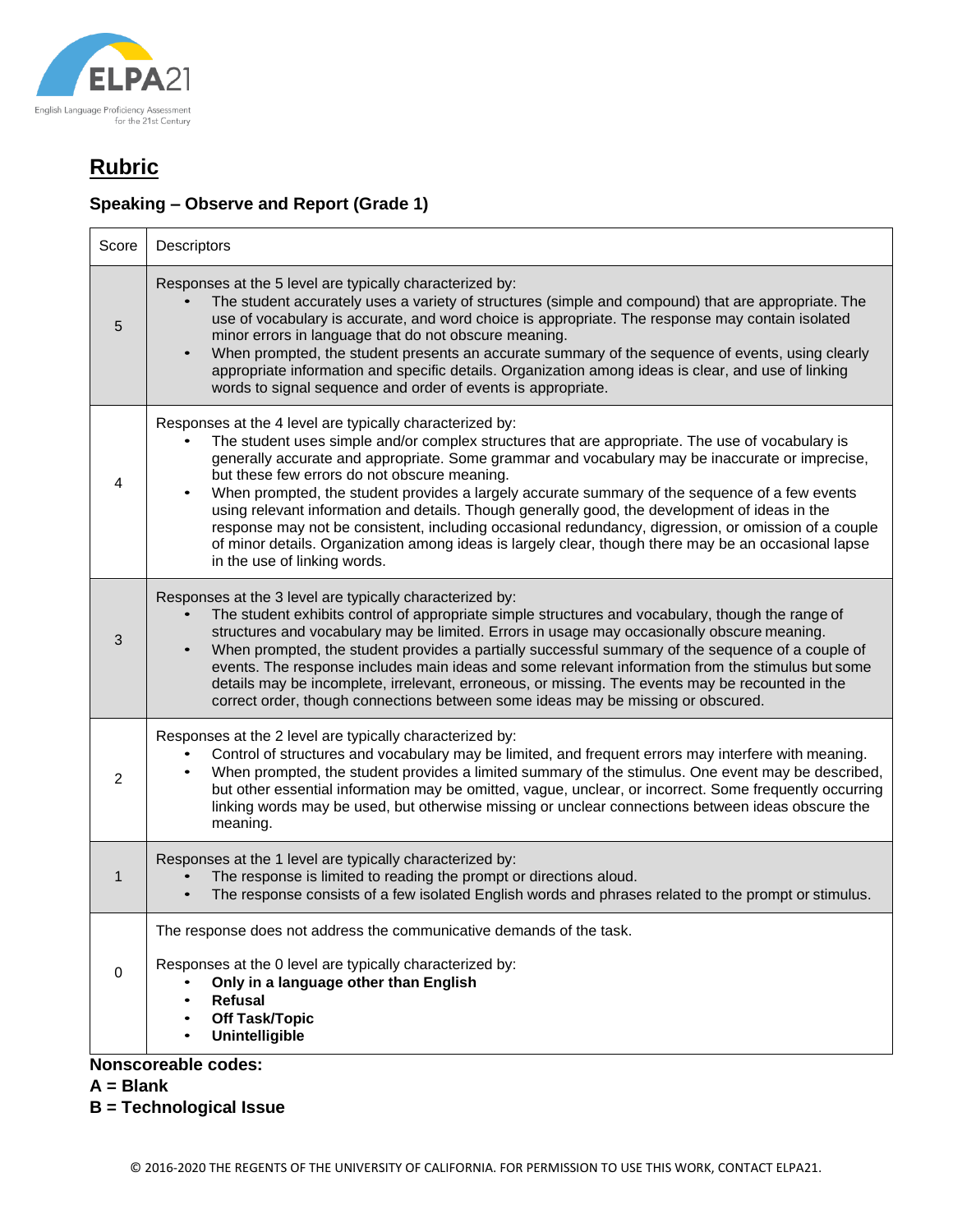## Rubric

### Speaking – Observe and Report (Grade 1)

| Score | Descriptors |
|---|---|
| 5 | Responses at the 5 level are typically characterized by:<br>• The student accurately uses a variety of structures (simple and compound) that are appropriate. The use of vocabulary is accurate, and word choice is appropriate. The response may contain isolated minor errors in language that do not obscure meaning.<br>• When prompted, the student presents an accurate summary of the sequence of events, using clearly appropriate information and specific details. Organization among ideas is clear, and use of linking words to signal sequence and order of events is appropriate. |
| 4 | Responses at the 4 level are typically characterized by:<br>• The student uses simple and/or complex structures that are appropriate. The use of vocabulary is generally accurate and appropriate. Some grammar and vocabulary may be inaccurate or imprecise, but these few errors do not obscure meaning.<br>• When prompted, the student provides a largely accurate summary of the sequence of a few events using relevant information and details. Though generally good, the development of ideas in the response may not be consistent, including occasional redundancy, digression, or omission of a couple of minor details. Organization among ideas is largely clear, though there may be an occasional lapse in the use of linking words. |
| 3 | Responses at the 3 level are typically characterized by:<br>• The student exhibits control of appropriate simple structures and vocabulary, though the range of structures and vocabulary may be limited. Errors in usage may occasionally obscure meaning.<br>• When prompted, the student provides a partially successful summary of the sequence of a couple of events. The response includes main ideas and some relevant information from the stimulus but some details may be incomplete, irrelevant, erroneous, or missing. The events may be recounted in the correct order, though connections between some ideas may be missing or obscured. |
| 2 | Responses at the 2 level are typically characterized by:<br>• Control of structures and vocabulary may be limited, and frequent errors may interfere with meaning.<br>• When prompted, the student provides a limited summary of the stimulus. One event may be described, but other essential information may be omitted, vague, unclear, or incorrect. Some frequently occurring linking words may be used, but otherwise missing or unclear connections between ideas obscure the meaning. |
| 1 | Responses at the 1 level are typically characterized by:<br>• The response is limited to reading the prompt or directions aloud.<br>• The response consists of a few isolated English words and phrases related to the prompt or stimulus. |
| 0 | The response does not address the communicative demands of the task.<br><br>Responses at the 0 level are typically characterized by:<br>• **Only in a language other than English**<br>• **Refusal**<br>• **Off Task/Topic**<br>• **Unintelligible** |

**Nonscoreable codes:**
**A = Blank**
**B = Technological Issue**

© 2016-2020 THE REGENTS OF THE UNIVERSITY OF CALIFORNIA. FOR PERMISSION TO USE THIS WORK, CONTACT ELPA21.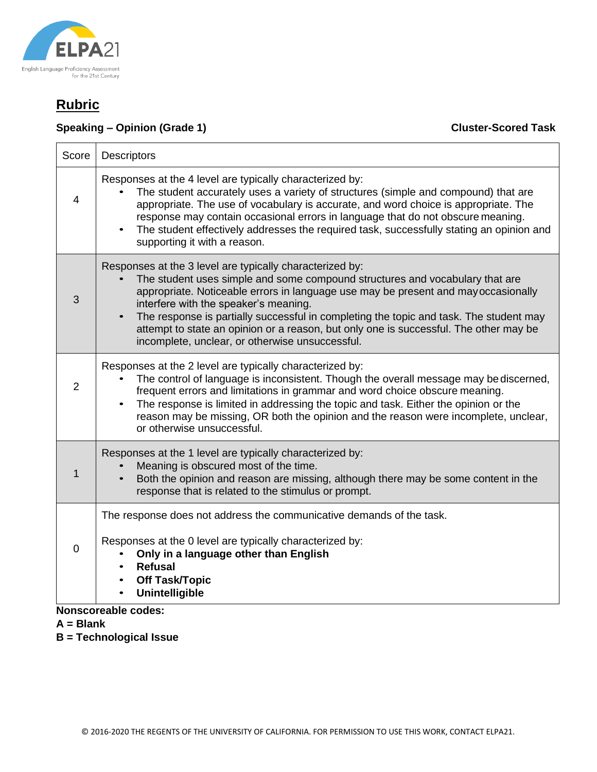## Rubric

**Speaking – Opinion (Grade 1)** **Cluster-Scored Task**

| Score | Descriptors |
|---|---|
| 4 | Responses at the 4 level are typically characterized by:<br>• The student accurately uses a variety of structures (simple and compound) that are appropriate. The use of vocabulary is accurate, and word choice is appropriate. The response may contain occasional errors in language that do not obscure meaning.<br>• The student effectively addresses the required task, successfully stating an opinion and supporting it with a reason. |
| 3 | Responses at the 3 level are typically characterized by:<br>• The student uses simple and some compound structures and vocabulary that are appropriate. Noticeable errors in language use may be present and may occasionally interfere with the speaker's meaning.<br>• The response is partially successful in completing the topic and task. The student may attempt to state an opinion or a reason, but only one is successful. The other may be incomplete, unclear, or otherwise unsuccessful. |
| 2 | Responses at the 2 level are typically characterized by:<br>• The control of language is inconsistent. Though the overall message may be discerned, frequent errors and limitations in grammar and word choice obscure meaning.<br>• The response is limited in addressing the topic and task. Either the opinion or the reason may be missing, OR both the opinion and the reason were incomplete, unclear, or otherwise unsuccessful. |
| 1 | Responses at the 1 level are typically characterized by:<br>• Meaning is obscured most of the time.<br>• Both the opinion and reason are missing, although there may be some content in the response that is related to the stimulus or prompt. |
| 0 | The response does not address the communicative demands of the task.<br><br>Responses at the 0 level are typically characterized by:<br>• **Only in a language other than English**<br>• **Refusal**<br>• **Off Task/Topic**<br>• **Unintelligible** |

**Nonscoreable codes:**
**A = Blank**
**B = Technological Issue**

© 2016-2020 THE REGENTS OF THE UNIVERSITY OF CALIFORNIA. FOR PERMISSION TO USE THIS WORK, CONTACT ELPA21.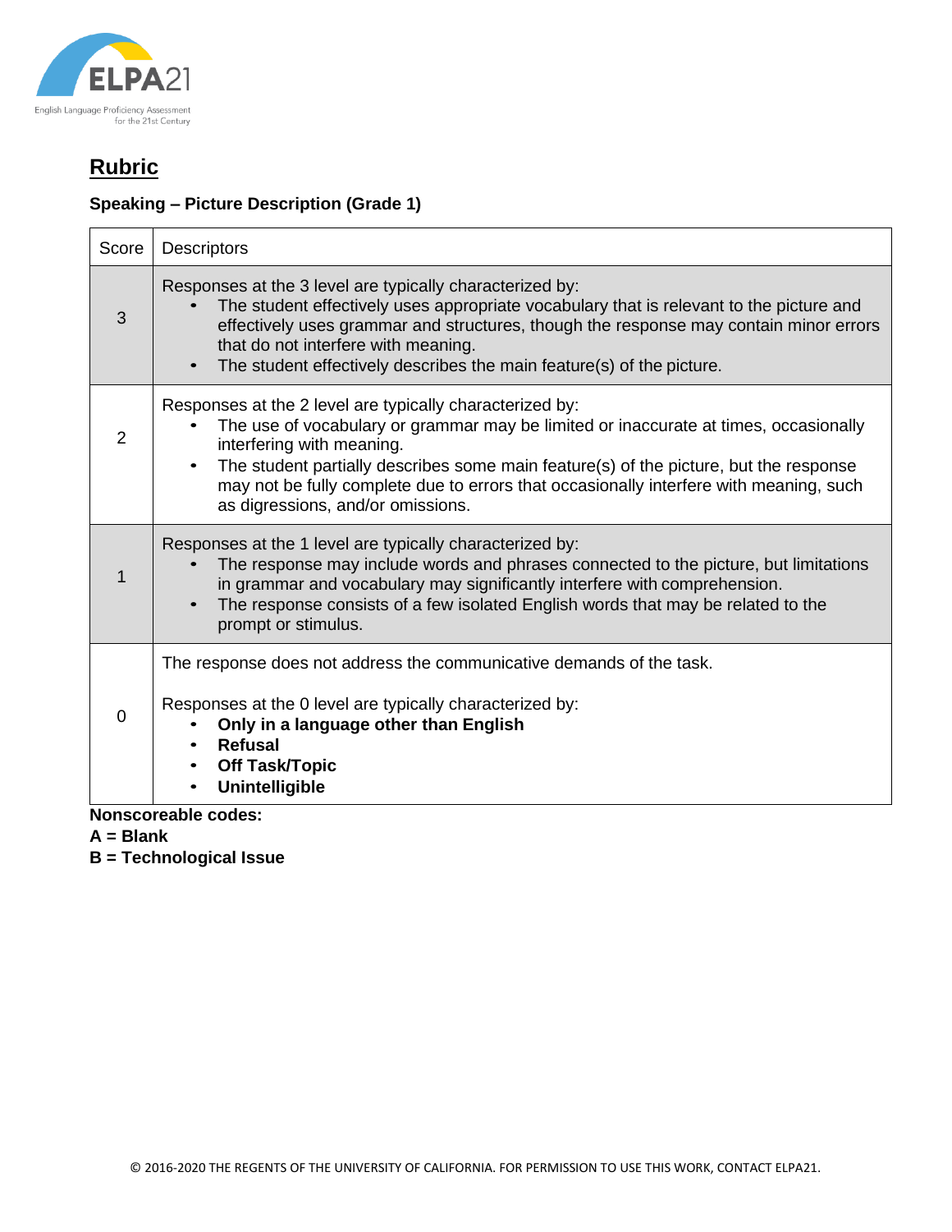## Rubric

### Speaking – Picture Description (Grade 1)

| Score | Descriptors |
|---|---|
| 3 | Responses at the 3 level are typically characterized by: <br>• The student effectively uses appropriate vocabulary that is relevant to the picture and effectively uses grammar and structures, though the response may contain minor errors that do not interfere with meaning. <br>• The student effectively describes the main feature(s) of the picture. |
| 2 | Responses at the 2 level are typically characterized by: <br>• The use of vocabulary or grammar may be limited or inaccurate at times, occasionally interfering with meaning. <br>• The student partially describes some main feature(s) of the picture, but the response may not be fully complete due to errors that occasionally interfere with meaning, such as digressions, and/or omissions. |
| 1 | Responses at the 1 level are typically characterized by: <br>• The response may include words and phrases connected to the picture, but limitations in grammar and vocabulary may significantly interfere with comprehension. <br>• The response consists of a few isolated English words that may be related to the prompt or stimulus. |
| 0 | The response does not address the communicative demands of the task. <br><br>Responses at the 0 level are typically characterized by: <br>• **Only in a language other than English** <br>• **Refusal** <br>• **Off Task/Topic** <br>• **Unintelligible** |

**Nonscoreable codes:**
**A = Blank**
**B = Technological Issue**

© 2016-2020 THE REGENTS OF THE UNIVERSITY OF CALIFORNIA. FOR PERMISSION TO USE THIS WORK, CONTACT ELPA21.